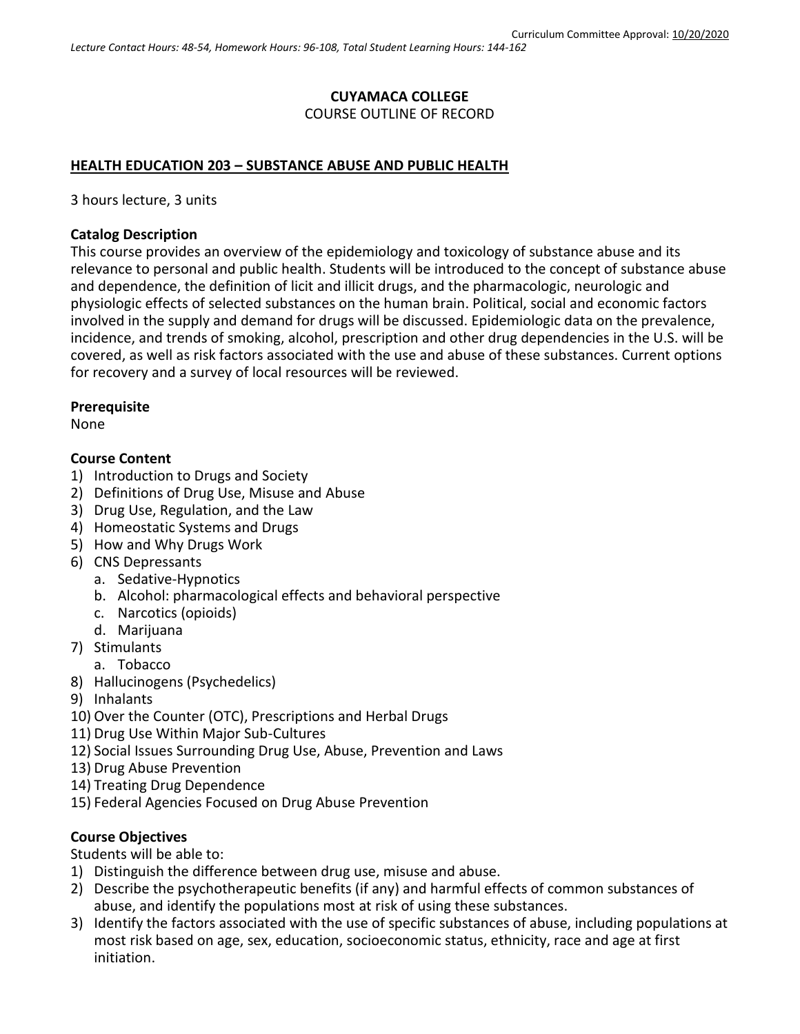Curriculum Committee Approval: 10/20/2020

*Lecture Contact Hours: 48-54, Homework Hours: 96-108, Total Student Learning Hours: 144-162*

# CUYAMACA COLLEGE

COURSE OUTLINE OF RECORD

## HEALTH EDUCATION 203 – SUBSTANCE ABUSE AND PUBLIC HEALTH

3 hours lecture, 3 units

**Catalog Description**

This course provides an overview of the epidemiology and toxicology of substance abuse and its relevance to personal and public health. Students will be introduced to the concept of substance abuse and dependence, the definition of licit and illicit drugs, and the pharmacologic, neurologic and physiologic effects of selected substances on the human brain. Political, social and economic factors involved in the supply and demand for drugs will be discussed. Epidemiologic data on the prevalence, incidence, and trends of smoking, alcohol, prescription and other drug dependencies in the U.S. will be covered, as well as risk factors associated with the use and abuse of these substances. Current options for recovery and a survey of local resources will be reviewed.

**Prerequisite**

None

**Course Content**

1) Introduction to Drugs and Society
2) Definitions of Drug Use, Misuse and Abuse
3) Drug Use, Regulation, and the Law
4) Homeostatic Systems and Drugs
5) How and Why Drugs Work
6) CNS Depressants
   a. Sedative-Hypnotics
   b. Alcohol: pharmacological effects and behavioral perspective
   c. Narcotics (opioids)
   d. Marijuana
7) Stimulants
   a. Tobacco
8) Hallucinogens (Psychedelics)
9) Inhalants
10) Over the Counter (OTC), Prescriptions and Herbal Drugs
11) Drug Use Within Major Sub-Cultures
12) Social Issues Surrounding Drug Use, Abuse, Prevention and Laws
13) Drug Abuse Prevention
14) Treating Drug Dependence
15) Federal Agencies Focused on Drug Abuse Prevention

**Course Objectives**

Students will be able to:

1) Distinguish the difference between drug use, misuse and abuse.
2) Describe the psychotherapeutic benefits (if any) and harmful effects of common substances of abuse, and identify the populations most at risk of using these substances.
3) Identify the factors associated with the use of specific substances of abuse, including populations at most risk based on age, sex, education, socioeconomic status, ethnicity, race and age at first initiation.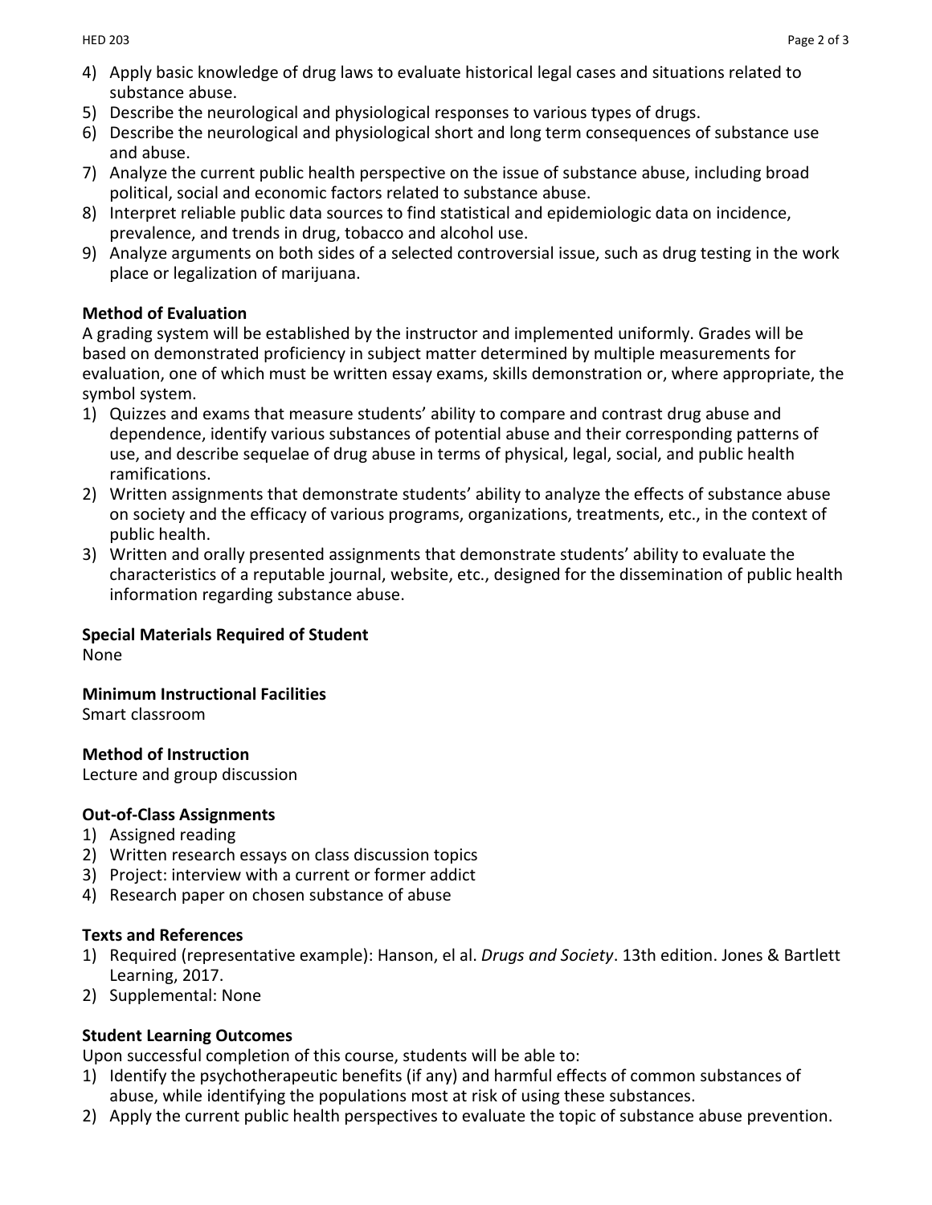4) Apply basic knowledge of drug laws to evaluate historical legal cases and situations related to substance abuse.
5) Describe the neurological and physiological responses to various types of drugs.
6) Describe the neurological and physiological short and long term consequences of substance use and abuse.
7) Analyze the current public health perspective on the issue of substance abuse, including broad political, social and economic factors related to substance abuse.
8) Interpret reliable public data sources to find statistical and epidemiologic data on incidence, prevalence, and trends in drug, tobacco and alcohol use.
9) Analyze arguments on both sides of a selected controversial issue, such as drug testing in the work place or legalization of marijuana.

**Method of Evaluation**

A grading system will be established by the instructor and implemented uniformly. Grades will be based on demonstrated proficiency in subject matter determined by multiple measurements for evaluation, one of which must be written essay exams, skills demonstration or, where appropriate, the symbol system.

1) Quizzes and exams that measure students' ability to compare and contrast drug abuse and dependence, identify various substances of potential abuse and their corresponding patterns of use, and describe sequelae of drug abuse in terms of physical, legal, social, and public health ramifications.
2) Written assignments that demonstrate students' ability to analyze the effects of substance abuse on society and the efficacy of various programs, organizations, treatments, etc., in the context of public health.
3) Written and orally presented assignments that demonstrate students' ability to evaluate the characteristics of a reputable journal, website, etc., designed for the dissemination of public health information regarding substance abuse.

**Special Materials Required of Student**

None

**Minimum Instructional Facilities**

Smart classroom

**Method of Instruction**

Lecture and group discussion

**Out-of-Class Assignments**

1) Assigned reading
2) Written research essays on class discussion topics
3) Project: interview with a current or former addict
4) Research paper on chosen substance of abuse

**Texts and References**

1) Required (representative example): Hanson, el al. *Drugs and Society*. 13th edition. Jones & Bartlett Learning, 2017.
2) Supplemental: None

**Student Learning Outcomes**

Upon successful completion of this course, students will be able to:

1) Identify the psychotherapeutic benefits (if any) and harmful effects of common substances of abuse, while identifying the populations most at risk of using these substances.
2) Apply the current public health perspectives to evaluate the topic of substance abuse prevention.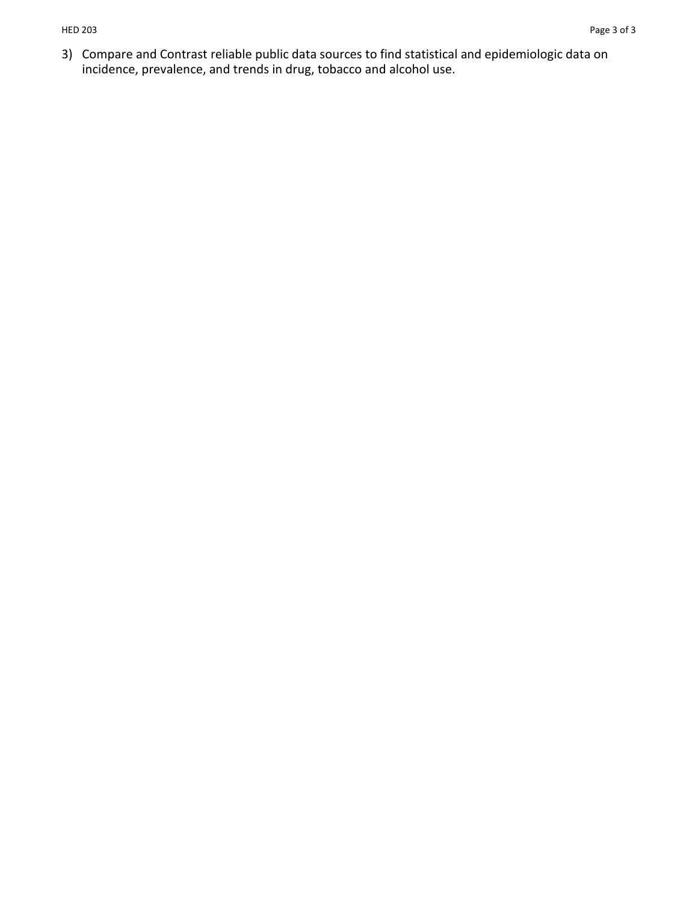3) Compare and Contrast reliable public data sources to find statistical and epidemiologic data on incidence, prevalence, and trends in drug, tobacco and alcohol use.